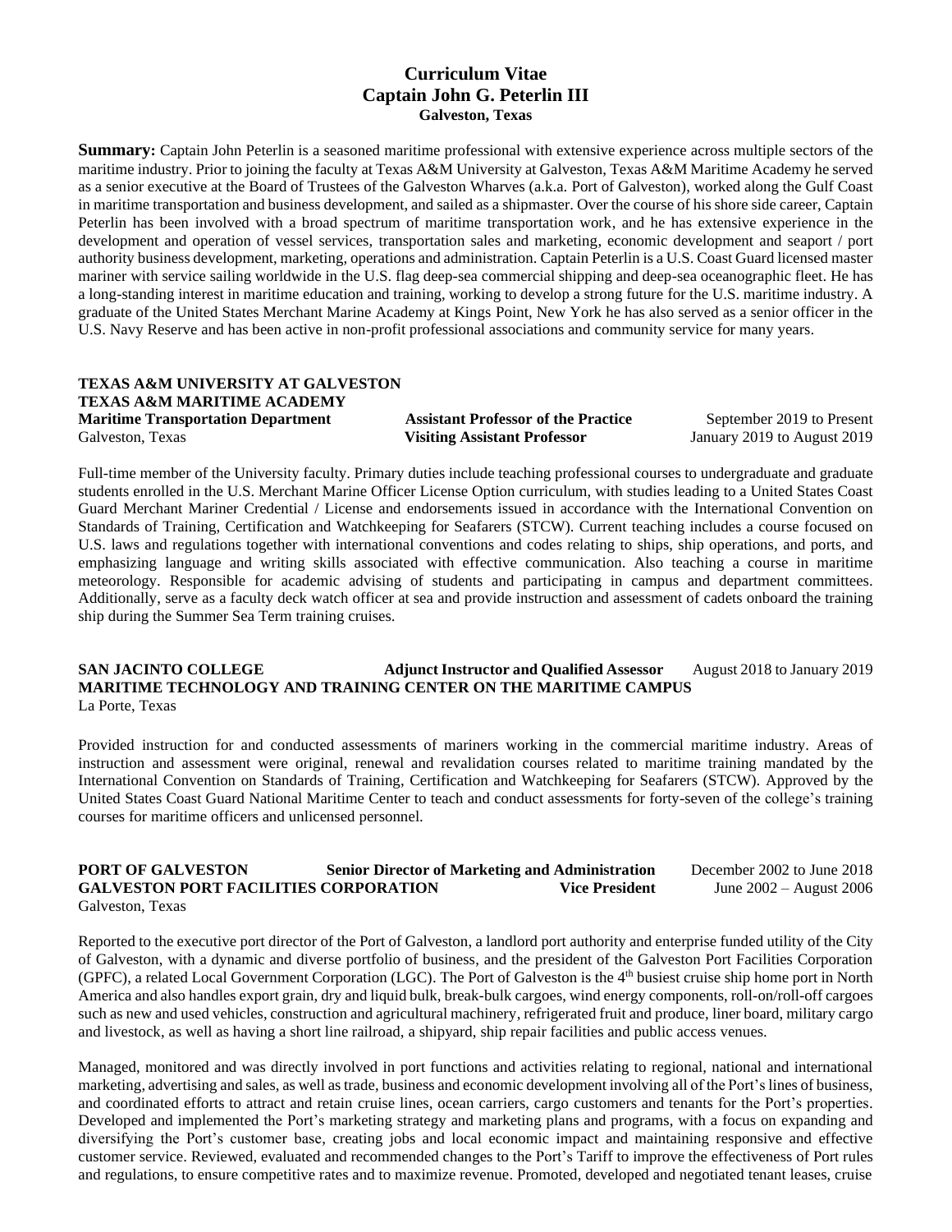# Curriculum Vitae
## Captain John G. Peterlin III
**Galveston, Texas**

**Summary:** Captain John Peterlin is a seasoned maritime professional with extensive experience across multiple sectors of the maritime industry. Prior to joining the faculty at Texas A&M University at Galveston, Texas A&M Maritime Academy he served as a senior executive at the Board of Trustees of the Galveston Wharves (a.k.a. Port of Galveston), worked along the Gulf Coast in maritime transportation and business development, and sailed as a shipmaster. Over the course of his shore side career, Captain Peterlin has been involved with a broad spectrum of maritime transportation work, and he has extensive experience in the development and operation of vessel services, transportation sales and marketing, economic development and seaport / port authority business development, marketing, operations and administration. Captain Peterlin is a U.S. Coast Guard licensed master mariner with service sailing worldwide in the U.S. flag deep-sea commercial shipping and deep-sea oceanographic fleet. He has a long-standing interest in maritime education and training, working to develop a strong future for the U.S. maritime industry. A graduate of the United States Merchant Marine Academy at Kings Point, New York he has also served as a senior officer in the U.S. Navy Reserve and has been active in non-profit professional associations and community service for many years.

**TEXAS A&M UNIVERSITY AT GALVESTON**
**TEXAS A&M MARITIME ACADEMY**
**Maritime Transportation Department** — **Assistant Professor of the Practice** — September 2019 to Present
Galveston, Texas — **Visiting Assistant Professor** — January 2019 to August 2019

Full-time member of the University faculty. Primary duties include teaching professional courses to undergraduate and graduate students enrolled in the U.S. Merchant Marine Officer License Option curriculum, with studies leading to a United States Coast Guard Merchant Mariner Credential / License and endorsements issued in accordance with the International Convention on Standards of Training, Certification and Watchkeeping for Seafarers (STCW). Current teaching includes a course focused on U.S. laws and regulations together with international conventions and codes relating to ships, ship operations, and ports, and emphasizing language and writing skills associated with effective communication. Also teaching a course in maritime meteorology. Responsible for academic advising of students and participating in campus and department committees. Additionally, serve as a faculty deck watch officer at sea and provide instruction and assessment of cadets onboard the training ship during the Summer Sea Term training cruises.

**SAN JACINTO COLLEGE** — **Adjunct Instructor and Qualified Assessor** — August 2018 to January 2019
**MARITIME TECHNOLOGY AND TRAINING CENTER ON THE MARITIME CAMPUS**
La Porte, Texas

Provided instruction for and conducted assessments of mariners working in the commercial maritime industry. Areas of instruction and assessment were original, renewal and revalidation courses related to maritime training mandated by the International Convention on Standards of Training, Certification and Watchkeeping for Seafarers (STCW). Approved by the United States Coast Guard National Maritime Center to teach and conduct assessments for forty-seven of the college's training courses for maritime officers and unlicensed personnel.

**PORT OF GALVESTON** — **Senior Director of Marketing and Administration** — December 2002 to June 2018
**GALVESTON PORT FACILITIES CORPORATION** — **Vice President** — June 2002 – August 2006
Galveston, Texas

Reported to the executive port director of the Port of Galveston, a landlord port authority and enterprise funded utility of the City of Galveston, with a dynamic and diverse portfolio of business, and the president of the Galveston Port Facilities Corporation (GPFC), a related Local Government Corporation (LGC). The Port of Galveston is the 4th busiest cruise ship home port in North America and also handles export grain, dry and liquid bulk, break-bulk cargoes, wind energy components, roll-on/roll-off cargoes such as new and used vehicles, construction and agricultural machinery, refrigerated fruit and produce, liner board, military cargo and livestock, as well as having a short line railroad, a shipyard, ship repair facilities and public access venues.

Managed, monitored and was directly involved in port functions and activities relating to regional, national and international marketing, advertising and sales, as well as trade, business and economic development involving all of the Port's lines of business, and coordinated efforts to attract and retain cruise lines, ocean carriers, cargo customers and tenants for the Port's properties. Developed and implemented the Port's marketing strategy and marketing plans and programs, with a focus on expanding and diversifying the Port's customer base, creating jobs and local economic impact and maintaining responsive and effective customer service. Reviewed, evaluated and recommended changes to the Port's Tariff to improve the effectiveness of Port rules and regulations, to ensure competitive rates and to maximize revenue. Promoted, developed and negotiated tenant leases, cruise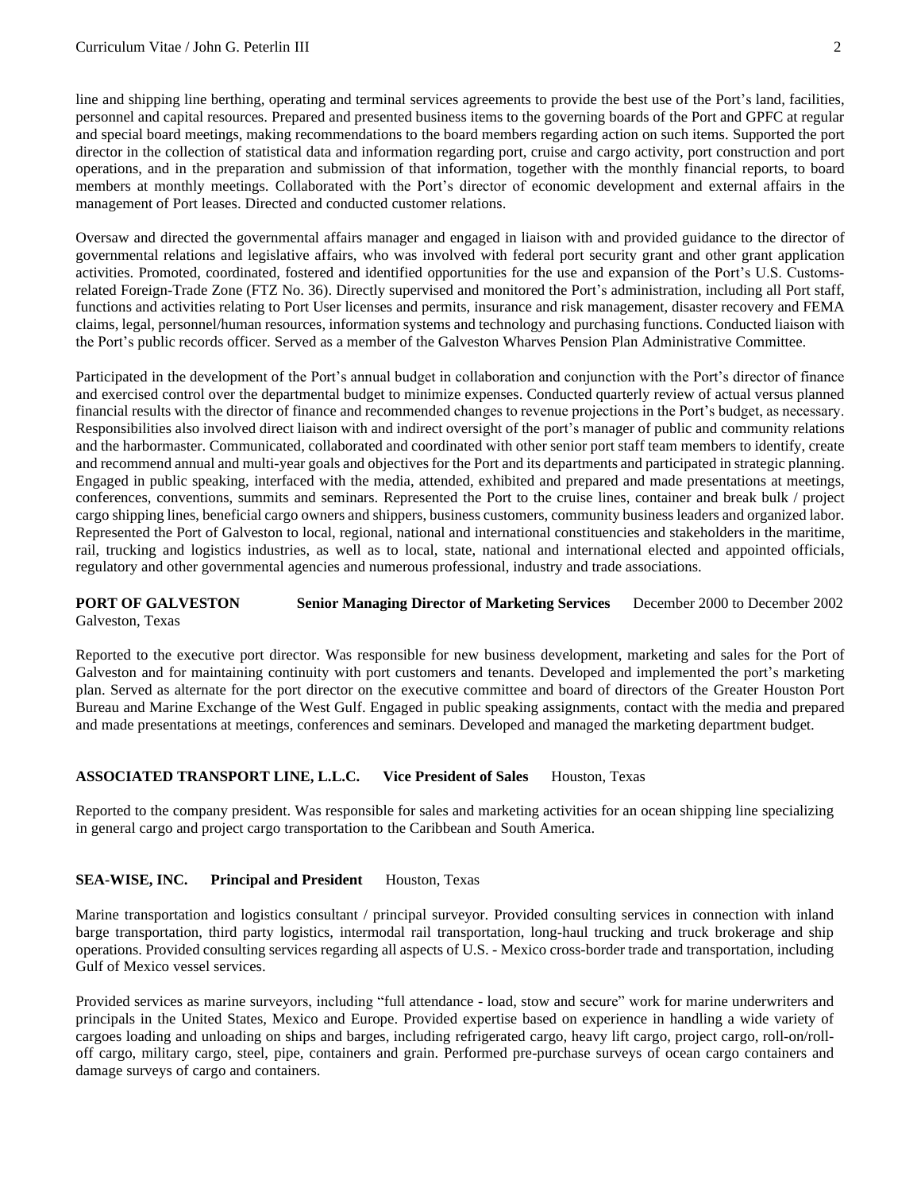line and shipping line berthing, operating and terminal services agreements to provide the best use of the Port's land, facilities, personnel and capital resources. Prepared and presented business items to the governing boards of the Port and GPFC at regular and special board meetings, making recommendations to the board members regarding action on such items. Supported the port director in the collection of statistical data and information regarding port, cruise and cargo activity, port construction and port operations, and in the preparation and submission of that information, together with the monthly financial reports, to board members at monthly meetings. Collaborated with the Port's director of economic development and external affairs in the management of Port leases. Directed and conducted customer relations.

Oversaw and directed the governmental affairs manager and engaged in liaison with and provided guidance to the director of governmental relations and legislative affairs, who was involved with federal port security grant and other grant application activities. Promoted, coordinated, fostered and identified opportunities for the use and expansion of the Port's U.S. Customs-related Foreign-Trade Zone (FTZ No. 36). Directly supervised and monitored the Port's administration, including all Port staff, functions and activities relating to Port User licenses and permits, insurance and risk management, disaster recovery and FEMA claims, legal, personnel/human resources, information systems and technology and purchasing functions. Conducted liaison with the Port's public records officer. Served as a member of the Galveston Wharves Pension Plan Administrative Committee.

Participated in the development of the Port's annual budget in collaboration and conjunction with the Port's director of finance and exercised control over the departmental budget to minimize expenses. Conducted quarterly review of actual versus planned financial results with the director of finance and recommended changes to revenue projections in the Port's budget, as necessary. Responsibilities also involved direct liaison with and indirect oversight of the port's manager of public and community relations and the harbormaster. Communicated, collaborated and coordinated with other senior port staff team members to identify, create and recommend annual and multi-year goals and objectives for the Port and its departments and participated in strategic planning. Engaged in public speaking, interfaced with the media, attended, exhibited and prepared and made presentations at meetings, conferences, conventions, summits and seminars. Represented the Port to the cruise lines, container and break bulk / project cargo shipping lines, beneficial cargo owners and shippers, business customers, community business leaders and organized labor. Represented the Port of Galveston to local, regional, national and international constituencies and stakeholders in the maritime, rail, trucking and logistics industries, as well as to local, state, national and international elected and appointed officials, regulatory and other governmental agencies and numerous professional, industry and trade associations.

**PORT OF GALVESTON** **Senior Managing Director of Marketing Services** December 2000 to December 2002
Galveston, Texas

Reported to the executive port director. Was responsible for new business development, marketing and sales for the Port of Galveston and for maintaining continuity with port customers and tenants. Developed and implemented the port's marketing plan. Served as alternate for the port director on the executive committee and board of directors of the Greater Houston Port Bureau and Marine Exchange of the West Gulf. Engaged in public speaking assignments, contact with the media and prepared and made presentations at meetings, conferences and seminars. Developed and managed the marketing department budget.

**ASSOCIATED TRANSPORT LINE, L.L.C.** **Vice President of Sales** Houston, Texas

Reported to the company president. Was responsible for sales and marketing activities for an ocean shipping line specializing in general cargo and project cargo transportation to the Caribbean and South America.

**SEA-WISE, INC.** **Principal and President** Houston, Texas

Marine transportation and logistics consultant / principal surveyor. Provided consulting services in connection with inland barge transportation, third party logistics, intermodal rail transportation, long-haul trucking and truck brokerage and ship operations. Provided consulting services regarding all aspects of U.S. - Mexico cross-border trade and transportation, including Gulf of Mexico vessel services.

Provided services as marine surveyors, including "full attendance - load, stow and secure" work for marine underwriters and principals in the United States, Mexico and Europe. Provided expertise based on experience in handling a wide variety of cargoes loading and unloading on ships and barges, including refrigerated cargo, heavy lift cargo, project cargo, roll-on/roll-off cargo, military cargo, steel, pipe, containers and grain. Performed pre-purchase surveys of ocean cargo containers and damage surveys of cargo and containers.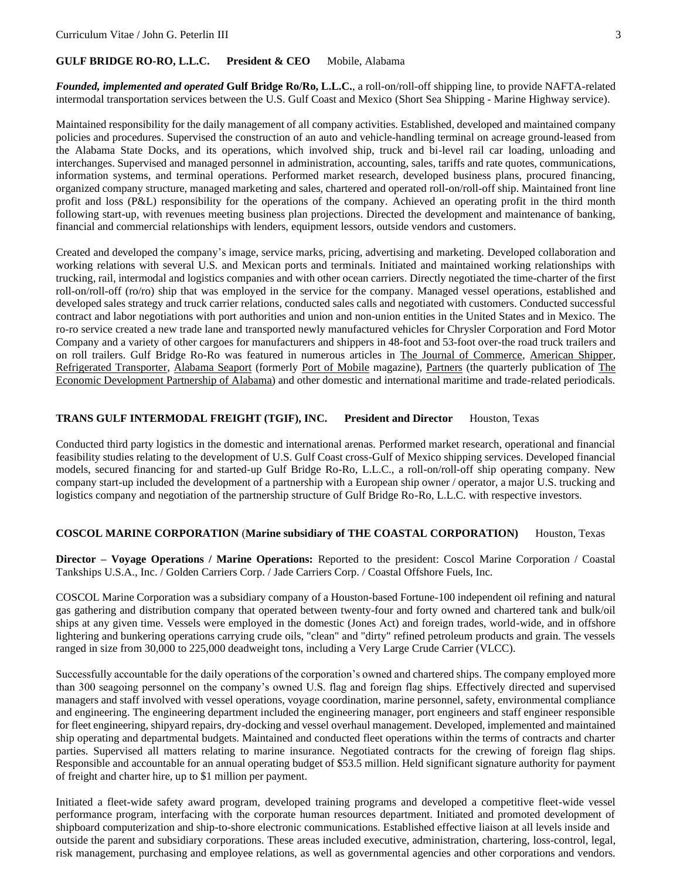**GULF BRIDGE RO-RO, L.L.C.** **President & CEO** Mobile, Alabama

***Founded, implemented and operated*** **Gulf Bridge Ro/Ro, L.L.C.**, a roll-on/roll-off shipping line, to provide NAFTA-related intermodal transportation services between the U.S. Gulf Coast and Mexico (Short Sea Shipping - Marine Highway service).

Maintained responsibility for the daily management of all company activities. Established, developed and maintained company policies and procedures. Supervised the construction of an auto and vehicle-handling terminal on acreage ground-leased from the Alabama State Docks, and its operations, which involved ship, truck and bi-level rail car loading, unloading and interchanges. Supervised and managed personnel in administration, accounting, sales, tariffs and rate quotes, communications, information systems, and terminal operations. Performed market research, developed business plans, procured financing, organized company structure, managed marketing and sales, chartered and operated roll-on/roll-off ship. Maintained front line profit and loss (P&L) responsibility for the operations of the company. Achieved an operating profit in the third month following start-up, with revenues meeting business plan projections. Directed the development and maintenance of banking, financial and commercial relationships with lenders, equipment lessors, outside vendors and customers.

Created and developed the company's image, service marks, pricing, advertising and marketing. Developed collaboration and working relations with several U.S. and Mexican ports and terminals. Initiated and maintained working relationships with trucking, rail, intermodal and logistics companies and with other ocean carriers. Directly negotiated the time-charter of the first roll-on/roll-off (ro/ro) ship that was employed in the service for the company. Managed vessel operations, established and developed sales strategy and truck carrier relations, conducted sales calls and negotiated with customers. Conducted successful contract and labor negotiations with port authorities and union and non-union entities in the United States and in Mexico. The ro-ro service created a new trade lane and transported newly manufactured vehicles for Chrysler Corporation and Ford Motor Company and a variety of other cargoes for manufacturers and shippers in 48-foot and 53-foot over-the road truck trailers and on roll trailers. Gulf Bridge Ro-Ro was featured in numerous articles in The Journal of Commerce, American Shipper, Refrigerated Transporter, Alabama Seaport (formerly Port of Mobile magazine), Partners (the quarterly publication of The Economic Development Partnership of Alabama) and other domestic and international maritime and trade-related periodicals.

**TRANS GULF INTERMODAL FREIGHT (TGIF), INC.** **President and Director** Houston, Texas

Conducted third party logistics in the domestic and international arenas. Performed market research, operational and financial feasibility studies relating to the development of U.S. Gulf Coast cross-Gulf of Mexico shipping services. Developed financial models, secured financing for and started-up Gulf Bridge Ro-Ro, L.L.C., a roll-on/roll-off ship operating company. New company start-up included the development of a partnership with a European ship owner / operator, a major U.S. trucking and logistics company and negotiation of the partnership structure of Gulf Bridge Ro-Ro, L.L.C. with respective investors.

**COSCOL MARINE CORPORATION** (**Marine subsidiary of THE COASTAL CORPORATION)** Houston, Texas

**Director – Voyage Operations / Marine Operations:** Reported to the president: Coscol Marine Corporation / Coastal Tankships U.S.A., Inc. / Golden Carriers Corp. / Jade Carriers Corp. / Coastal Offshore Fuels, Inc.

COSCOL Marine Corporation was a subsidiary company of a Houston-based Fortune-100 independent oil refining and natural gas gathering and distribution company that operated between twenty-four and forty owned and chartered tank and bulk/oil ships at any given time. Vessels were employed in the domestic (Jones Act) and foreign trades, world-wide, and in offshore lightering and bunkering operations carrying crude oils, "clean" and "dirty" refined petroleum products and grain. The vessels ranged in size from 30,000 to 225,000 deadweight tons, including a Very Large Crude Carrier (VLCC).

Successfully accountable for the daily operations of the corporation's owned and chartered ships. The company employed more than 300 seagoing personnel on the company's owned U.S. flag and foreign flag ships. Effectively directed and supervised managers and staff involved with vessel operations, voyage coordination, marine personnel, safety, environmental compliance and engineering. The engineering department included the engineering manager, port engineers and staff engineer responsible for fleet engineering, shipyard repairs, dry-docking and vessel overhaul management. Developed, implemented and maintained ship operating and departmental budgets. Maintained and conducted fleet operations within the terms of contracts and charter parties. Supervised all matters relating to marine insurance. Negotiated contracts for the crewing of foreign flag ships. Responsible and accountable for an annual operating budget of $53.5 million. Held significant signature authority for payment of freight and charter hire, up to $1 million per payment.

Initiated a fleet-wide safety award program, developed training programs and developed a competitive fleet-wide vessel performance program, interfacing with the corporate human resources department. Initiated and promoted development of shipboard computerization and ship-to-shore electronic communications. Established effective liaison at all levels inside and outside the parent and subsidiary corporations. These areas included executive, administration, chartering, loss-control, legal, risk management, purchasing and employee relations, as well as governmental agencies and other corporations and vendors.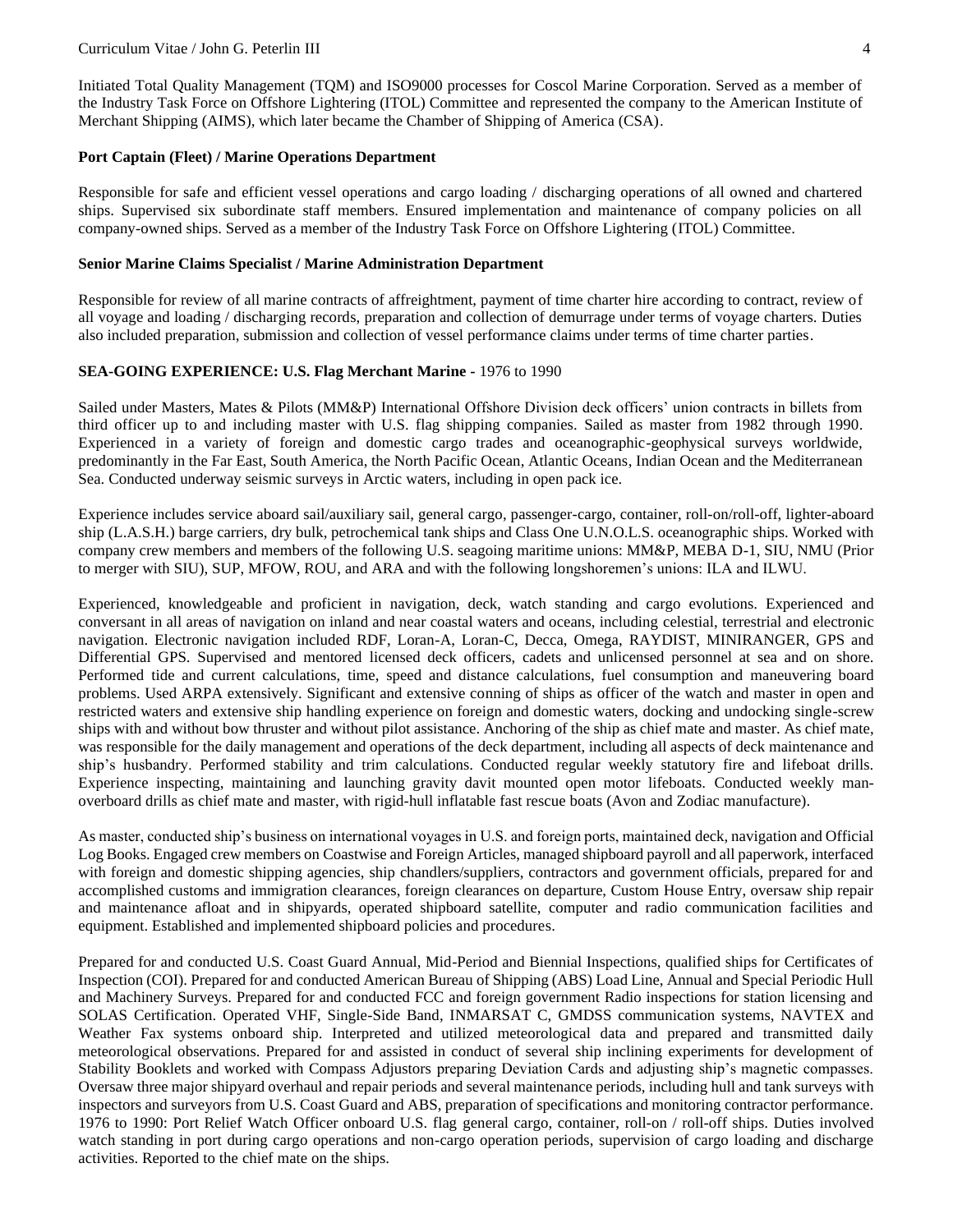Initiated Total Quality Management (TQM) and ISO9000 processes for Coscol Marine Corporation. Served as a member of the Industry Task Force on Offshore Lightering (ITOL) Committee and represented the company to the American Institute of Merchant Shipping (AIMS), which later became the Chamber of Shipping of America (CSA).

**Port Captain (Fleet) / Marine Operations Department**

Responsible for safe and efficient vessel operations and cargo loading / discharging operations of all owned and chartered ships. Supervised six subordinate staff members. Ensured implementation and maintenance of company policies on all company-owned ships. Served as a member of the Industry Task Force on Offshore Lightering (ITOL) Committee.

**Senior Marine Claims Specialist / Marine Administration Department**

Responsible for review of all marine contracts of affreightment, payment of time charter hire according to contract, review of all voyage and loading / discharging records, preparation and collection of demurrage under terms of voyage charters. Duties also included preparation, submission and collection of vessel performance claims under terms of time charter parties.

**SEA-GOING EXPERIENCE: U.S. Flag Merchant Marine -** 1976 to 1990

Sailed under Masters, Mates & Pilots (MM&P) International Offshore Division deck officers' union contracts in billets from third officer up to and including master with U.S. flag shipping companies. Sailed as master from 1982 through 1990. Experienced in a variety of foreign and domestic cargo trades and oceanographic-geophysical surveys worldwide, predominantly in the Far East, South America, the North Pacific Ocean, Atlantic Oceans, Indian Ocean and the Mediterranean Sea. Conducted underway seismic surveys in Arctic waters, including in open pack ice.

Experience includes service aboard sail/auxiliary sail, general cargo, passenger-cargo, container, roll-on/roll-off, lighter-aboard ship (L.A.S.H.) barge carriers, dry bulk, petrochemical tank ships and Class One U.N.O.L.S. oceanographic ships. Worked with company crew members and members of the following U.S. seagoing maritime unions: MM&P, MEBA D-1, SIU, NMU (Prior to merger with SIU), SUP, MFOW, ROU, and ARA and with the following longshoremen's unions: ILA and ILWU.

Experienced, knowledgeable and proficient in navigation, deck, watch standing and cargo evolutions. Experienced and conversant in all areas of navigation on inland and near coastal waters and oceans, including celestial, terrestrial and electronic navigation. Electronic navigation included RDF, Loran-A, Loran-C, Decca, Omega, RAYDIST, MINIRANGER, GPS and Differential GPS. Supervised and mentored licensed deck officers, cadets and unlicensed personnel at sea and on shore. Performed tide and current calculations, time, speed and distance calculations, fuel consumption and maneuvering board problems. Used ARPA extensively. Significant and extensive conning of ships as officer of the watch and master in open and restricted waters and extensive ship handling experience on foreign and domestic waters, docking and undocking single-screw ships with and without bow thruster and without pilot assistance. Anchoring of the ship as chief mate and master. As chief mate, was responsible for the daily management and operations of the deck department, including all aspects of deck maintenance and ship's husbandry. Performed stability and trim calculations. Conducted regular weekly statutory fire and lifeboat drills. Experience inspecting, maintaining and launching gravity davit mounted open motor lifeboats. Conducted weekly man-overboard drills as chief mate and master, with rigid-hull inflatable fast rescue boats (Avon and Zodiac manufacture).

As master, conducted ship's business on international voyages in U.S. and foreign ports, maintained deck, navigation and Official Log Books. Engaged crew members on Coastwise and Foreign Articles, managed shipboard payroll and all paperwork, interfaced with foreign and domestic shipping agencies, ship chandlers/suppliers, contractors and government officials, prepared for and accomplished customs and immigration clearances, foreign clearances on departure, Custom House Entry, oversaw ship repair and maintenance afloat and in shipyards, operated shipboard satellite, computer and radio communication facilities and equipment. Established and implemented shipboard policies and procedures.

Prepared for and conducted U.S. Coast Guard Annual, Mid-Period and Biennial Inspections, qualified ships for Certificates of Inspection (COI). Prepared for and conducted American Bureau of Shipping (ABS) Load Line, Annual and Special Periodic Hull and Machinery Surveys. Prepared for and conducted FCC and foreign government Radio inspections for station licensing and SOLAS Certification. Operated VHF, Single-Side Band, INMARSAT C, GMDSS communication systems, NAVTEX and Weather Fax systems onboard ship. Interpreted and utilized meteorological data and prepared and transmitted daily meteorological observations. Prepared for and assisted in conduct of several ship inclining experiments for development of Stability Booklets and worked with Compass Adjustors preparing Deviation Cards and adjusting ship's magnetic compasses. Oversaw three major shipyard overhaul and repair periods and several maintenance periods, including hull and tank surveys with inspectors and surveyors from U.S. Coast Guard and ABS, preparation of specifications and monitoring contractor performance. 1976 to 1990: Port Relief Watch Officer onboard U.S. flag general cargo, container, roll-on / roll-off ships. Duties involved watch standing in port during cargo operations and non-cargo operation periods, supervision of cargo loading and discharge activities. Reported to the chief mate on the ships.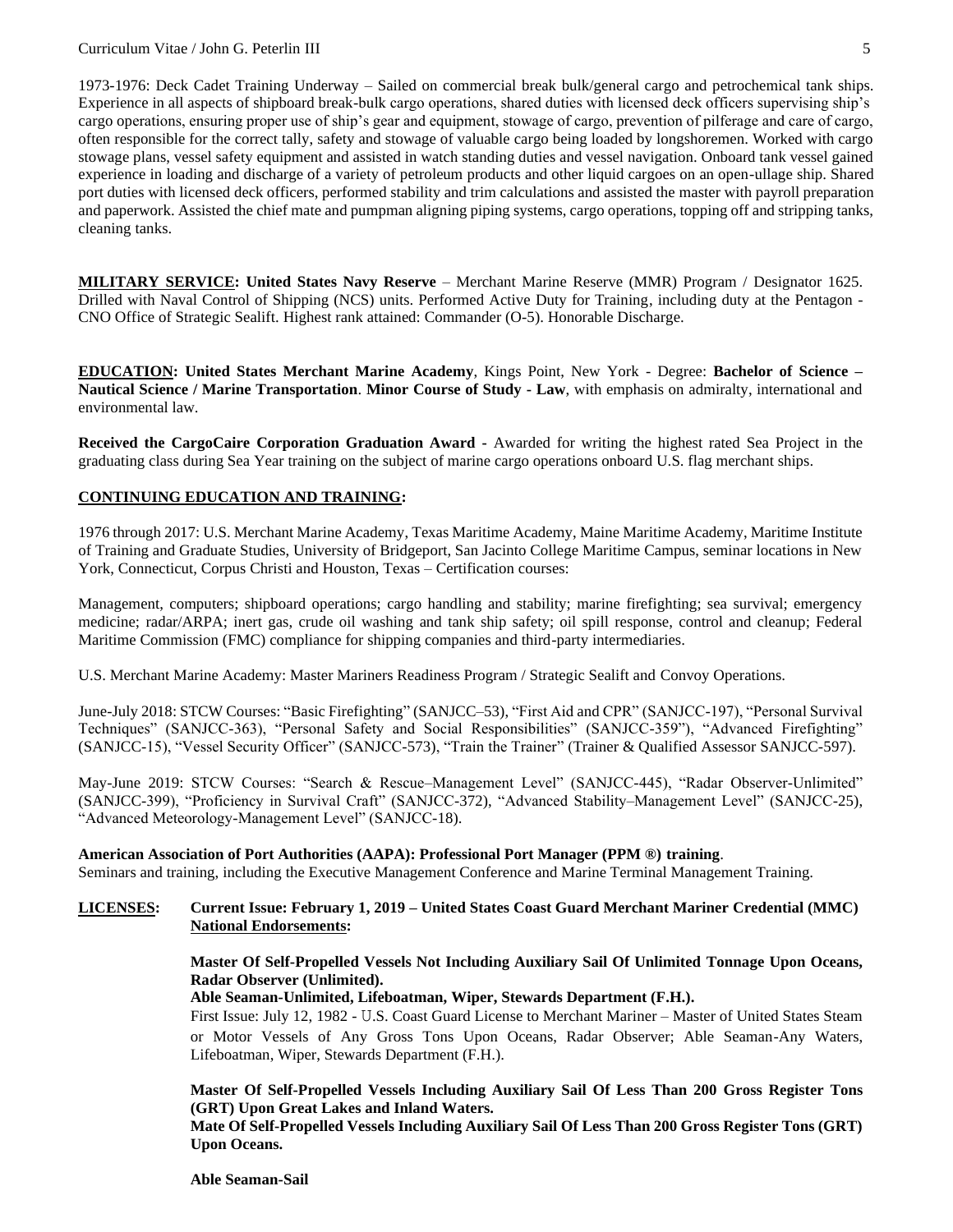1973-1976: Deck Cadet Training Underway – Sailed on commercial break bulk/general cargo and petrochemical tank ships. Experience in all aspects of shipboard break-bulk cargo operations, shared duties with licensed deck officers supervising ship's cargo operations, ensuring proper use of ship's gear and equipment, stowage of cargo, prevention of pilferage and care of cargo, often responsible for the correct tally, safety and stowage of valuable cargo being loaded by longshoremen. Worked with cargo stowage plans, vessel safety equipment and assisted in watch standing duties and vessel navigation. Onboard tank vessel gained experience in loading and discharge of a variety of petroleum products and other liquid cargoes on an open-ullage ship. Shared port duties with licensed deck officers, performed stability and trim calculations and assisted the master with payroll preparation and paperwork. Assisted the chief mate and pumpman aligning piping systems, cargo operations, topping off and stripping tanks, cleaning tanks.

**MILITARY SERVICE: United States Navy Reserve** – Merchant Marine Reserve (MMR) Program / Designator 1625. Drilled with Naval Control of Shipping (NCS) units. Performed Active Duty for Training, including duty at the Pentagon - CNO Office of Strategic Sealift. Highest rank attained: Commander (O-5). Honorable Discharge.

**EDUCATION: United States Merchant Marine Academy**, Kings Point, New York - Degree: **Bachelor of Science – Nautical Science / Marine Transportation**. **Minor Course of Study - Law**, with emphasis on admiralty, international and environmental law.

**Received the CargoCaire Corporation Graduation Award** - Awarded for writing the highest rated Sea Project in the graduating class during Sea Year training on the subject of marine cargo operations onboard U.S. flag merchant ships.

**CONTINUING EDUCATION AND TRAINING:**

1976 through 2017: U.S. Merchant Marine Academy, Texas Maritime Academy, Maine Maritime Academy, Maritime Institute of Training and Graduate Studies, University of Bridgeport, San Jacinto College Maritime Campus, seminar locations in New York, Connecticut, Corpus Christi and Houston, Texas – Certification courses:

Management, computers; shipboard operations; cargo handling and stability; marine firefighting; sea survival; emergency medicine; radar/ARPA; inert gas, crude oil washing and tank ship safety; oil spill response, control and cleanup; Federal Maritime Commission (FMC) compliance for shipping companies and third-party intermediaries.

U.S. Merchant Marine Academy: Master Mariners Readiness Program / Strategic Sealift and Convoy Operations.

June-July 2018: STCW Courses: "Basic Firefighting" (SANJCC–53), "First Aid and CPR" (SANJCC-197), "Personal Survival Techniques" (SANJCC-363), "Personal Safety and Social Responsibilities" (SANJCC-359"), "Advanced Firefighting" (SANJCC-15), "Vessel Security Officer" (SANJCC-573), "Train the Trainer" (Trainer & Qualified Assessor SANJCC-597).

May-June 2019: STCW Courses: "Search & Rescue–Management Level" (SANJCC-445), "Radar Observer-Unlimited" (SANJCC-399), "Proficiency in Survival Craft" (SANJCC-372), "Advanced Stability–Management Level" (SANJCC-25), "Advanced Meteorology-Management Level" (SANJCC-18).

**American Association of Port Authorities (AAPA): Professional Port Manager (PPM ®) training**.
Seminars and training, including the Executive Management Conference and Marine Terminal Management Training.

**LICENSES: Current Issue: February 1, 2019 – United States Coast Guard Merchant Mariner Credential (MMC) National Endorsements:**

**Master Of Self-Propelled Vessels Not Including Auxiliary Sail Of Unlimited Tonnage Upon Oceans, Radar Observer (Unlimited).**
**Able Seaman-Unlimited, Lifeboatman, Wiper, Stewards Department (F.H.).**
First Issue: July 12, 1982 - U.S. Coast Guard License to Merchant Mariner – Master of United States Steam or Motor Vessels of Any Gross Tons Upon Oceans, Radar Observer; Able Seaman-Any Waters, Lifeboatman, Wiper, Stewards Department (F.H.).

**Master Of Self-Propelled Vessels Including Auxiliary Sail Of Less Than 200 Gross Register Tons (GRT) Upon Great Lakes and Inland Waters.**
**Mate Of Self-Propelled Vessels Including Auxiliary Sail Of Less Than 200 Gross Register Tons (GRT) Upon Oceans.**

**Able Seaman-Sail**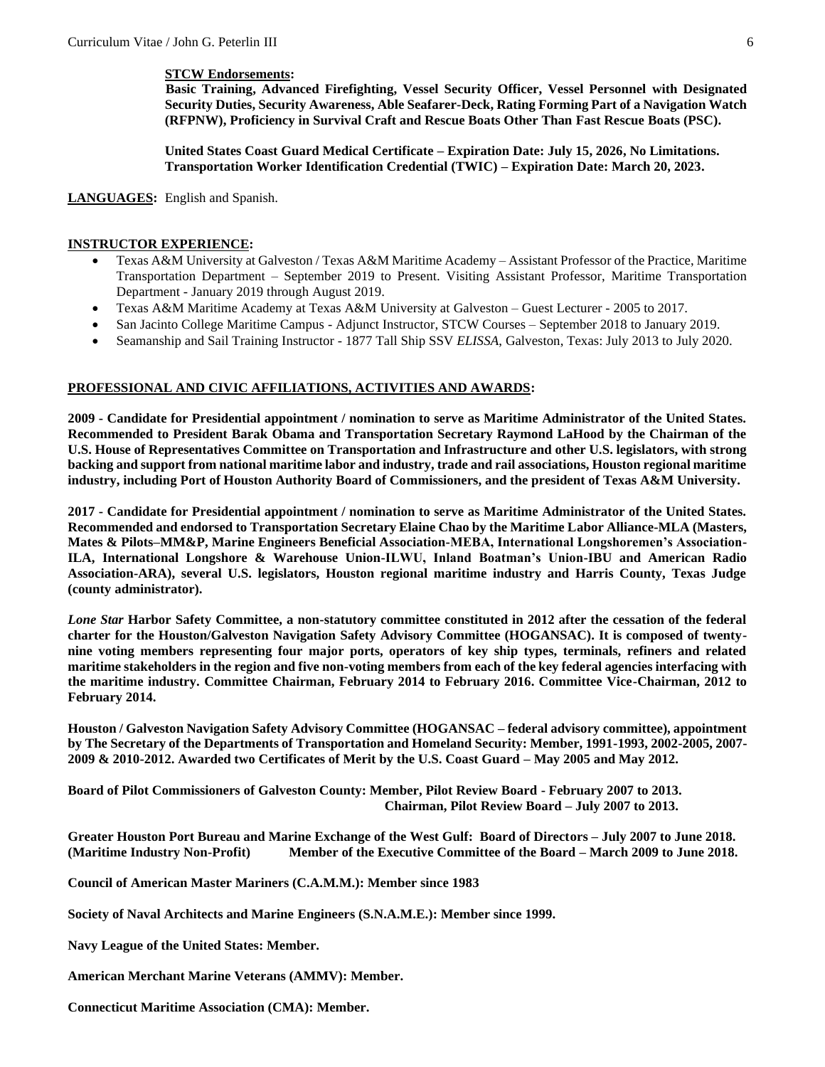**STCW Endorsements:**

**Basic Training, Advanced Firefighting, Vessel Security Officer, Vessel Personnel with Designated Security Duties, Security Awareness, Able Seafarer-Deck, Rating Forming Part of a Navigation Watch (RFPNW), Proficiency in Survival Craft and Rescue Boats Other Than Fast Rescue Boats (PSC).**

**United States Coast Guard Medical Certificate – Expiration Date: July 15, 2026, No Limitations.**
**Transportation Worker Identification Credential (TWIC) – Expiration Date: March 20, 2023.**

**LANGUAGES:** English and Spanish.

## INSTRUCTOR EXPERIENCE:

- Texas A&M University at Galveston / Texas A&M Maritime Academy – Assistant Professor of the Practice, Maritime Transportation Department – September 2019 to Present. Visiting Assistant Professor, Maritime Transportation Department - January 2019 through August 2019.
- Texas A&M Maritime Academy at Texas A&M University at Galveston – Guest Lecturer - 2005 to 2017.
- San Jacinto College Maritime Campus - Adjunct Instructor, STCW Courses – September 2018 to January 2019.
- Seamanship and Sail Training Instructor - 1877 Tall Ship SSV *ELISSA*, Galveston, Texas: July 2013 to July 2020.

## PROFESSIONAL AND CIVIC AFFILIATIONS, ACTIVITIES AND AWARDS:

**2009 - Candidate for Presidential appointment / nomination to serve as Maritime Administrator of the United States. Recommended to President Barak Obama and Transportation Secretary Raymond LaHood by the Chairman of the U.S. House of Representatives Committee on Transportation and Infrastructure and other U.S. legislators, with strong backing and support from national maritime labor and industry, trade and rail associations, Houston regional maritime industry, including Port of Houston Authority Board of Commissioners, and the president of Texas A&M University.**

**2017 - Candidate for Presidential appointment / nomination to serve as Maritime Administrator of the United States. Recommended and endorsed to Transportation Secretary Elaine Chao by the Maritime Labor Alliance-MLA (Masters, Mates & Pilots–MM&P, Marine Engineers Beneficial Association-MEBA, International Longshoremen's Association-ILA, International Longshore & Warehouse Union-ILWU, Inland Boatman's Union-IBU and American Radio Association-ARA), several U.S. legislators, Houston regional maritime industry and Harris County, Texas Judge (county administrator).**

***Lone Star* Harbor Safety Committee, a non-statutory committee constituted in 2012 after the cessation of the federal charter for the Houston/Galveston Navigation Safety Advisory Committee (HOGANSAC). It is composed of twenty-nine voting members representing four major ports, operators of key ship types, terminals, refiners and related maritime stakeholders in the region and five non-voting members from each of the key federal agencies interfacing with the maritime industry. Committee Chairman, February 2014 to February 2016. Committee Vice-Chairman, 2012 to February 2014.**

**Houston / Galveston Navigation Safety Advisory Committee (HOGANSAC – federal advisory committee), appointment by The Secretary of the Departments of Transportation and Homeland Security: Member, 1991-1993, 2002-2005, 2007-2009 & 2010-2012. Awarded two Certificates of Merit by the U.S. Coast Guard – May 2005 and May 2012.**

**Board of Pilot Commissioners of Galveston County: Member, Pilot Review Board - February 2007 to 2013.**
**Chairman, Pilot Review Board – July 2007 to 2013.**

**Greater Houston Port Bureau and Marine Exchange of the West Gulf: Board of Directors – July 2007 to June 2018.**
**(Maritime Industry Non-Profit) Member of the Executive Committee of the Board – March 2009 to June 2018.**

**Council of American Master Mariners (C.A.M.M.): Member since 1983**

**Society of Naval Architects and Marine Engineers (S.N.A.M.E.): Member since 1999.**

**Navy League of the United States: Member.**

**American Merchant Marine Veterans (AMMV): Member.**

**Connecticut Maritime Association (CMA): Member.**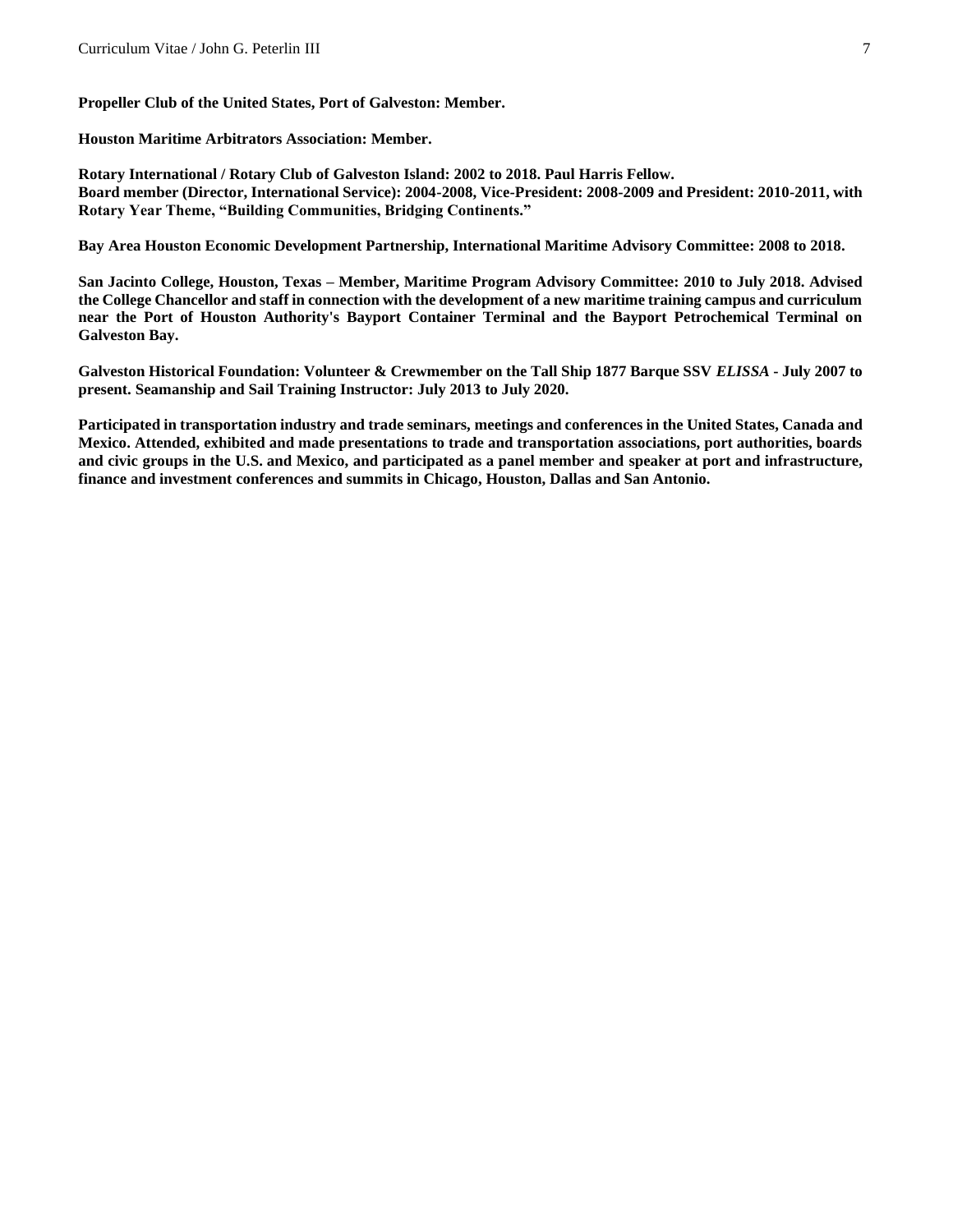**Propeller Club of the United States, Port of Galveston: Member.**

**Houston Maritime Arbitrators Association: Member.**

**Rotary International / Rotary Club of Galveston Island: 2002 to 2018. Paul Harris Fellow.**
**Board member (Director, International Service): 2004-2008, Vice-President: 2008-2009 and President: 2010-2011, with Rotary Year Theme, "Building Communities, Bridging Continents."**

**Bay Area Houston Economic Development Partnership, International Maritime Advisory Committee: 2008 to 2018.**

**San Jacinto College, Houston, Texas – Member, Maritime Program Advisory Committee: 2010 to July 2018. Advised the College Chancellor and staff in connection with the development of a new maritime training campus and curriculum near the Port of Houston Authority's Bayport Container Terminal and the Bayport Petrochemical Terminal on Galveston Bay.**

**Galveston Historical Foundation: Volunteer & Crewmember on the Tall Ship 1877 Barque SSV *ELISSA* - July 2007 to present. Seamanship and Sail Training Instructor: July 2013 to July 2020.**

**Participated in transportation industry and trade seminars, meetings and conferences in the United States, Canada and Mexico. Attended, exhibited and made presentations to trade and transportation associations, port authorities, boards and civic groups in the U.S. and Mexico, and participated as a panel member and speaker at port and infrastructure, finance and investment conferences and summits in Chicago, Houston, Dallas and San Antonio.**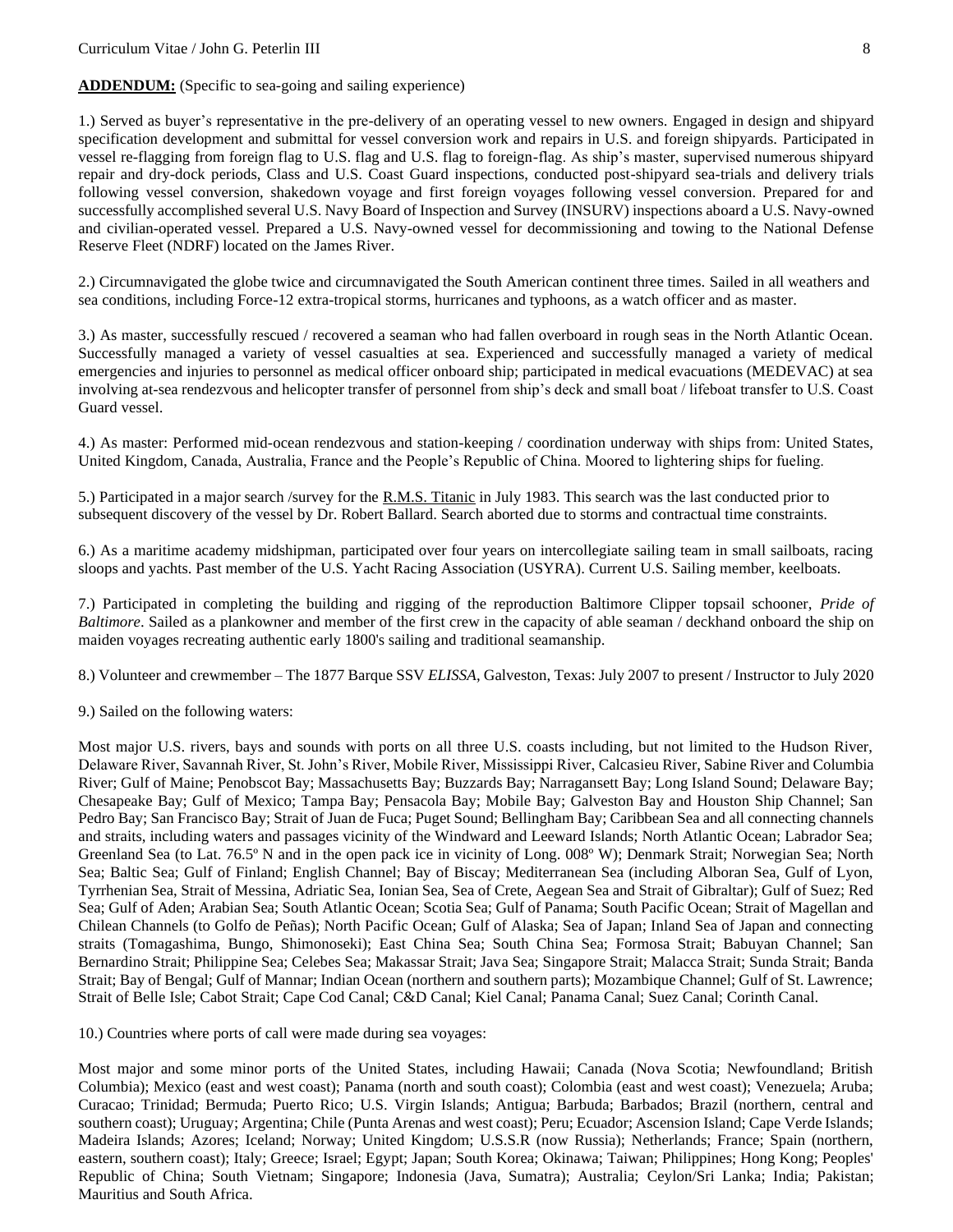**ADDENDUM:** (Specific to sea-going and sailing experience)

1.) Served as buyer's representative in the pre-delivery of an operating vessel to new owners. Engaged in design and shipyard specification development and submittal for vessel conversion work and repairs in U.S. and foreign shipyards. Participated in vessel re-flagging from foreign flag to U.S. flag and U.S. flag to foreign-flag. As ship's master, supervised numerous shipyard repair and dry-dock periods, Class and U.S. Coast Guard inspections, conducted post-shipyard sea-trials and delivery trials following vessel conversion, shakedown voyage and first foreign voyages following vessel conversion. Prepared for and successfully accomplished several U.S. Navy Board of Inspection and Survey (INSURV) inspections aboard a U.S. Navy-owned and civilian-operated vessel. Prepared a U.S. Navy-owned vessel for decommissioning and towing to the National Defense Reserve Fleet (NDRF) located on the James River.

2.) Circumnavigated the globe twice and circumnavigated the South American continent three times. Sailed in all weathers and sea conditions, including Force-12 extra-tropical storms, hurricanes and typhoons, as a watch officer and as master.

3.) As master, successfully rescued / recovered a seaman who had fallen overboard in rough seas in the North Atlantic Ocean. Successfully managed a variety of vessel casualties at sea. Experienced and successfully managed a variety of medical emergencies and injuries to personnel as medical officer onboard ship; participated in medical evacuations (MEDEVAC) at sea involving at-sea rendezvous and helicopter transfer of personnel from ship's deck and small boat / lifeboat transfer to U.S. Coast Guard vessel.

4.) As master: Performed mid-ocean rendezvous and station-keeping / coordination underway with ships from: United States, United Kingdom, Canada, Australia, France and the People's Republic of China. Moored to lightering ships for fueling.

5.) Participated in a major search /survey for the R.M.S. Titanic in July 1983. This search was the last conducted prior to subsequent discovery of the vessel by Dr. Robert Ballard. Search aborted due to storms and contractual time constraints.

6.) As a maritime academy midshipman, participated over four years on intercollegiate sailing team in small sailboats, racing sloops and yachts. Past member of the U.S. Yacht Racing Association (USYRA). Current U.S. Sailing member, keelboats.

7.) Participated in completing the building and rigging of the reproduction Baltimore Clipper topsail schooner, *Pride of Baltimore*. Sailed as a plankowner and member of the first crew in the capacity of able seaman / deckhand onboard the ship on maiden voyages recreating authentic early 1800's sailing and traditional seamanship.

8.) Volunteer and crewmember – The 1877 Barque SSV *ELISSA*, Galveston, Texas: July 2007 to present / Instructor to July 2020

9.) Sailed on the following waters:

Most major U.S. rivers, bays and sounds with ports on all three U.S. coasts including, but not limited to the Hudson River, Delaware River, Savannah River, St. John's River, Mobile River, Mississippi River, Calcasieu River, Sabine River and Columbia River; Gulf of Maine; Penobscot Bay; Massachusetts Bay; Buzzards Bay; Narragansett Bay; Long Island Sound; Delaware Bay; Chesapeake Bay; Gulf of Mexico; Tampa Bay; Pensacola Bay; Mobile Bay; Galveston Bay and Houston Ship Channel; San Pedro Bay; San Francisco Bay; Strait of Juan de Fuca; Puget Sound; Bellingham Bay; Caribbean Sea and all connecting channels and straits, including waters and passages vicinity of the Windward and Leeward Islands; North Atlantic Ocean; Labrador Sea; Greenland Sea (to Lat. 76.5º N and in the open pack ice in vicinity of Long. 008º W); Denmark Strait; Norwegian Sea; North Sea; Baltic Sea; Gulf of Finland; English Channel; Bay of Biscay; Mediterranean Sea (including Alboran Sea, Gulf of Lyon, Tyrrhenian Sea, Strait of Messina, Adriatic Sea, Ionian Sea, Sea of Crete, Aegean Sea and Strait of Gibraltar); Gulf of Suez; Red Sea; Gulf of Aden; Arabian Sea; South Atlantic Ocean; Scotia Sea; Gulf of Panama; South Pacific Ocean; Strait of Magellan and Chilean Channels (to Golfo de Peñas); North Pacific Ocean; Gulf of Alaska; Sea of Japan; Inland Sea of Japan and connecting straits (Tomagashima, Bungo, Shimonoseki); East China Sea; South China Sea; Formosa Strait; Babuyan Channel; San Bernardino Strait; Philippine Sea; Celebes Sea; Makassar Strait; Java Sea; Singapore Strait; Malacca Strait; Sunda Strait; Banda Strait; Bay of Bengal; Gulf of Mannar; Indian Ocean (northern and southern parts); Mozambique Channel; Gulf of St. Lawrence; Strait of Belle Isle; Cabot Strait; Cape Cod Canal; C&D Canal; Kiel Canal; Panama Canal; Suez Canal; Corinth Canal.

10.) Countries where ports of call were made during sea voyages:

Most major and some minor ports of the United States, including Hawaii; Canada (Nova Scotia; Newfoundland; British Columbia); Mexico (east and west coast); Panama (north and south coast); Colombia (east and west coast); Venezuela; Aruba; Curacao; Trinidad; Bermuda; Puerto Rico; U.S. Virgin Islands; Antigua; Barbuda; Barbados; Brazil (northern, central and southern coast); Uruguay; Argentina; Chile (Punta Arenas and west coast); Peru; Ecuador; Ascension Island; Cape Verde Islands; Madeira Islands; Azores; Iceland; Norway; United Kingdom; U.S.S.R (now Russia); Netherlands; France; Spain (northern, eastern, southern coast); Italy; Greece; Israel; Egypt; Japan; South Korea; Okinawa; Taiwan; Philippines; Hong Kong; Peoples' Republic of China; South Vietnam; Singapore; Indonesia (Java, Sumatra); Australia; Ceylon/Sri Lanka; India; Pakistan; Mauritius and South Africa.